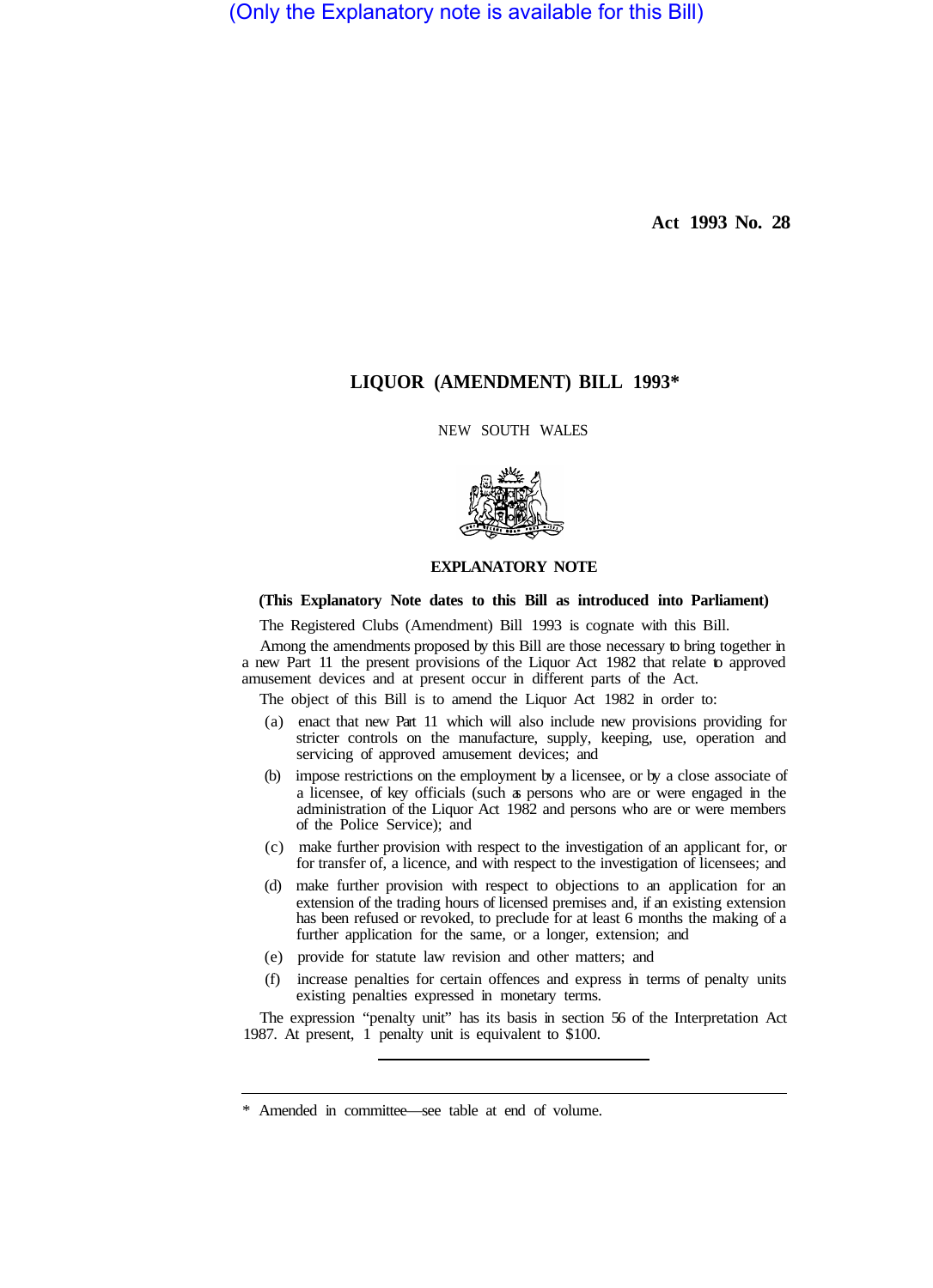(Only the Explanatory note is available for this Bill)

**Act 1993 No. 28**

# LIQUOR (AMENDMENT) BILL 1993*

NEW SOUTH WALES

## EXPLANATORY NOTE

**(This Explanatory Note dates to this Bill as introduced into Parliament)**

The Registered Clubs (Amendment) Bill 1993 is cognate with this Bill.

Among the amendments proposed by this Bill are those necessary to bring together in a new Part 11 the present provisions of the Liquor Act 1982 that relate to approved amusement devices and at present occur in different parts of the Act.

The object of this Bill is to amend the Liquor Act 1982 in order to:

(a) enact that new Part 11 which will also include new provisions providing for stricter controls on the manufacture, supply, keeping, use, operation and servicing of approved amusement devices; and

(b) impose restrictions on the employment by a licensee, or by a close associate of a licensee, of key officials (such as persons who are or were engaged in the administration of the Liquor Act 1982 and persons who are or were members of the Police Service); and

(c) make further provision with respect to the investigation of an applicant for, or for transfer of, a licence, and with respect to the investigation of licensees; and

(d) make further provision with respect to objections to an application for an extension of the trading hours of licensed premises and, if an existing extension has been refused or revoked, to preclude for at least 6 months the making of a further application for the same, or a longer, extension; and

(e) provide for statute law revision and other matters; and

(f) increase penalties for certain offences and express in terms of penalty units existing penalties expressed in monetary terms.

The expression "penalty unit" has its basis in section 56 of the Interpretation Act 1987. At present, 1 penalty unit is equivalent to $100.

---

\* Amended in committee—see table at end of volume.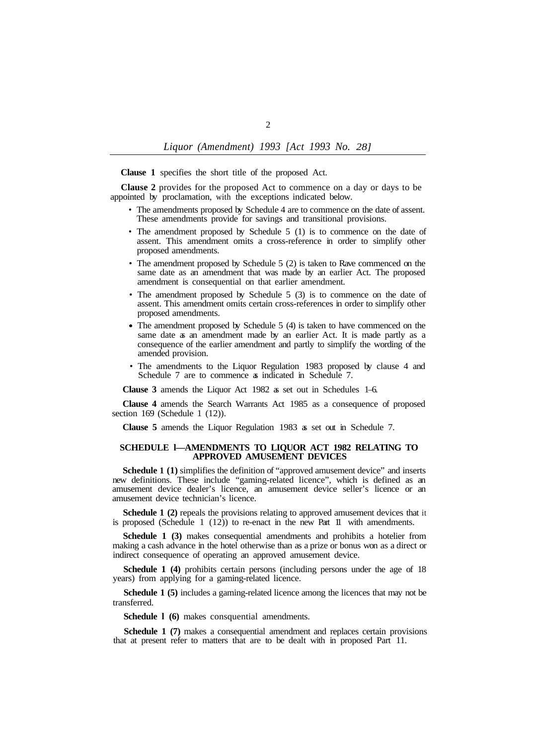**Clause 1** specifies the short title of the proposed Act.

**Clause 2** provides for the proposed Act to commence on a day or days to be appointed by proclamation, with the exceptions indicated below.

- The amendments proposed by Schedule 4 are to commence on the date of assent. These amendments provide for savings and transitional provisions.
- The amendment proposed by Schedule 5 (1) is to commence on the date of assent. This amendment omits a cross-reference in order to simplify other proposed amendments.
- The amendment proposed by Schedule 5 (2) is taken to Rave commenced on the same date as an amendment that was made by an earlier Act. The proposed amendment is consequential on that earlier amendment.
- The amendment proposed by Schedule 5 (3) is to commence on the date of assent. This amendment omits certain cross-references in order to simplify other proposed amendments.
- The amendment proposed by Schedule 5 (4) is taken to have commenced on the same date as an amendment made by an earlier Act. It is made partly as a consequence of the earlier amendment and partly to simplify the wording of the amended provision.
- The amendments to the Liquor Regulation 1983 proposed by clause 4 and Schedule 7 are to commence as indicated in Schedule 7.

**Clause 3** amends the Liquor Act 1982 as set out in Schedules 1–6.

**Clause 4** amends the Search Warrants Act 1985 as a consequence of proposed section 169 (Schedule 1 (12)).

**Clause 5** amends the Liquor Regulation 1983 as set out in Schedule 7.

## SCHEDULE l—AMENDMENTS TO LIQUOR ACT 1982 RELATING TO APPROVED AMUSEMENT DEVICES

**Schedule 1 (1)** simplifies the definition of "approved amusement device" and inserts new definitions. These include "gaming-related licence", which is defined as an amusement device dealer's licence, an amusement device seller's licence or an amusement device technician's licence.

**Schedule 1 (2)** repeals the provisions relating to approved amusement devices that it is proposed (Schedule 1 (12)) to re-enact in the new Part 11 with amendments.

**Schedule 1 (3)** makes consequential amendments and prohibits a hotelier from making a cash advance in the hotel otherwise than as a prize or bonus won as a direct or indirect consequence of operating an approved amusement device.

**Schedule 1 (4)** prohibits certain persons (including persons under the age of 18 years) from applying for a gaming-related licence.

**Schedule 1 (5)** includes a gaming-related licence among the licences that may not be transferred.

**Schedule l (6)** makes consquential amendments.

**Schedule 1 (7)** makes a consequential amendment and replaces certain provisions that at present refer to matters that are to be dealt with in proposed Part 11.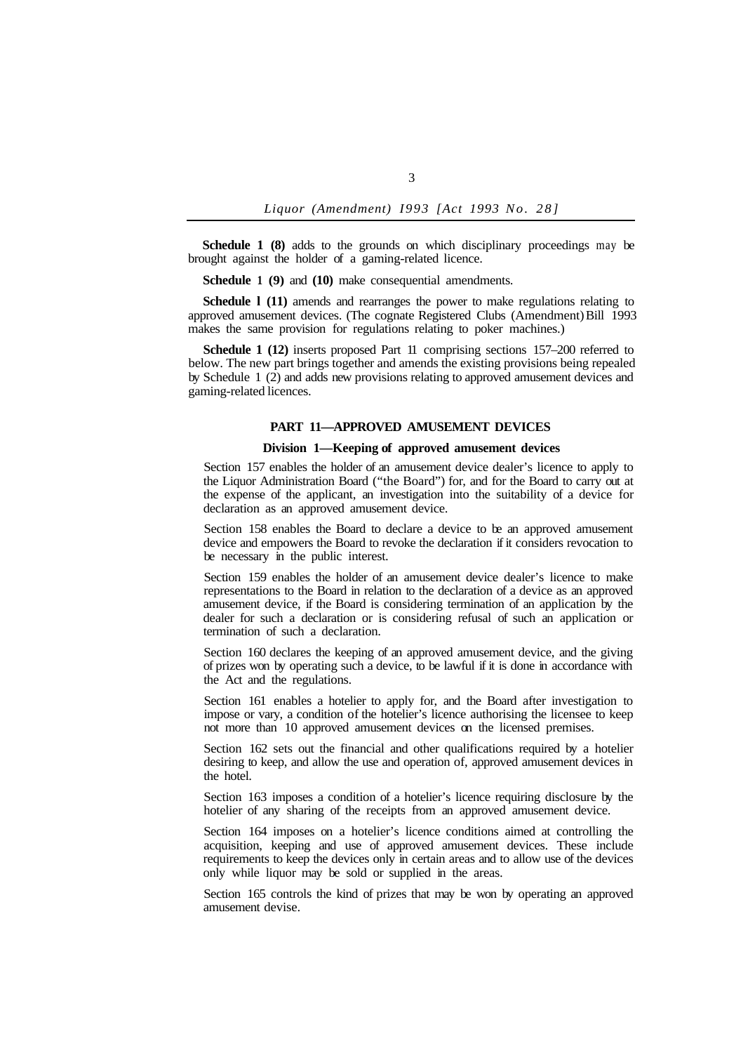**Schedule 1 (8)** adds to the grounds on which disciplinary proceedings may be brought against the holder of a gaming-related licence.

**Schedule 1 (9)** and **(10)** make consequential amendments.

**Schedule l (11)** amends and rearranges the power to make regulations relating to approved amusement devices. (The cognate Registered Clubs (Amendment) Bill 1993 makes the same provision for regulations relating to poker machines.)

**Schedule 1 (12)** inserts proposed Part 11 comprising sections 157–200 referred to below. The new part brings together and amends the existing provisions being repealed by Schedule 1 (2) and adds new provisions relating to approved amusement devices and gaming-related licences.

## PART 11—APPROVED AMUSEMENT DEVICES

### Division 1—Keeping of approved amusement devices

Section 157 enables the holder of an amusement device dealer's licence to apply to the Liquor Administration Board ("the Board") for, and for the Board to carry out at the expense of the applicant, an investigation into the suitability of a device for declaration as an approved amusement device.

Section 158 enables the Board to declare a device to be an approved amusement device and empowers the Board to revoke the declaration if it considers revocation to be necessary in the public interest.

Section 159 enables the holder of an amusement device dealer's licence to make representations to the Board in relation to the declaration of a device as an approved amusement device, if the Board is considering termination of an application by the dealer for such a declaration or is considering refusal of such an application or termination of such a declaration.

Section 160 declares the keeping of an approved amusement device, and the giving of prizes won by operating such a device, to be lawful if it is done in accordance with the Act and the regulations.

Section 161 enables a hotelier to apply for, and the Board after investigation to impose or vary, a condition of the hotelier's licence authorising the licensee to keep not more than 10 approved amusement devices on the licensed premises.

Section 162 sets out the financial and other qualifications required by a hotelier desiring to keep, and allow the use and operation of, approved amusement devices in the hotel.

Section 163 imposes a condition of a hotelier's licence requiring disclosure by the hotelier of any sharing of the receipts from an approved amusement device.

Section 164 imposes on a hotelier's licence conditions aimed at controlling the acquisition, keeping and use of approved amusement devices. These include requirements to keep the devices only in certain areas and to allow use of the devices only while liquor may be sold or supplied in the areas.

Section 165 controls the kind of prizes that may be won by operating an approved amusement devise.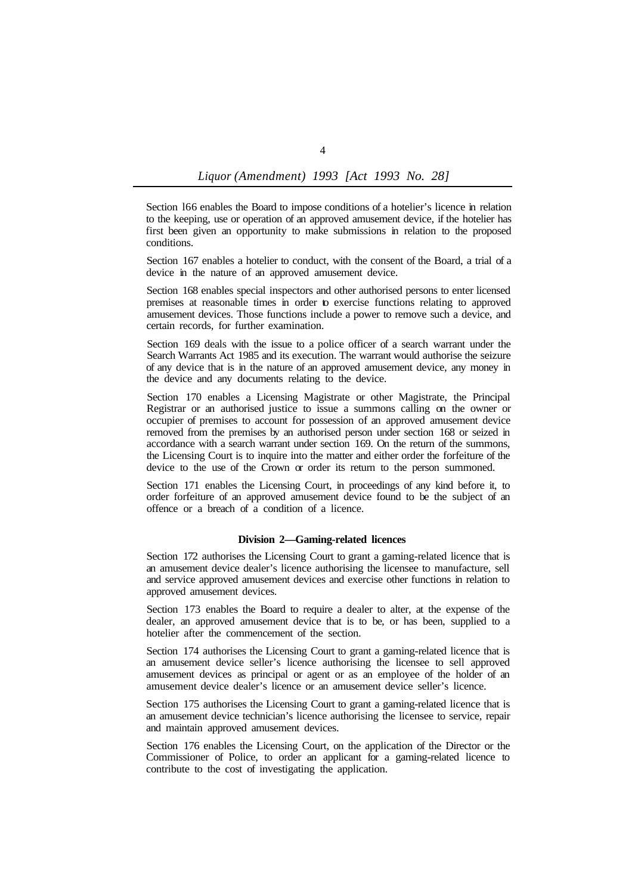Section 166 enables the Board to impose conditions of a hotelier's licence in relation to the keeping, use or operation of an approved amusement device, if the hotelier has first been given an opportunity to make submissions in relation to the proposed conditions.

Section 167 enables a hotelier to conduct, with the consent of the Board, a trial of a device in the nature of an approved amusement device.

Section 168 enables special inspectors and other authorised persons to enter licensed premises at reasonable times in order to exercise functions relating to approved amusement devices. Those functions include a power to remove such a device, and certain records, for further examination.

Section 169 deals with the issue to a police officer of a search warrant under the Search Warrants Act 1985 and its execution. The warrant would authorise the seizure of any device that is in the nature of an approved amusement device, any money in the device and any documents relating to the device.

Section 170 enables a Licensing Magistrate or other Magistrate, the Principal Registrar or an authorised justice to issue a summons calling on the owner or occupier of premises to account for possession of an approved amusement device removed from the premises by an authorised person under section 168 or seized in accordance with a search warrant under section 169. On the return of the summons, the Licensing Court is to inquire into the matter and either order the forfeiture of the device to the use of the Crown or order its return to the person summoned.

Section 171 enables the Licensing Court, in proceedings of any kind before it, to order forfeiture of an approved amusement device found to be the subject of an offence or a breach of a condition of a licence.

### Division 2—Gaming-related licences

Section 172 authorises the Licensing Court to grant a gaming-related licence that is an amusement device dealer's licence authorising the licensee to manufacture, sell and service approved amusement devices and exercise other functions in relation to approved amusement devices.

Section 173 enables the Board to require a dealer to alter, at the expense of the dealer, an approved amusement device that is to be, or has been, supplied to a hotelier after the commencement of the section.

Section 174 authorises the Licensing Court to grant a gaming-related licence that is an amusement device seller's licence authorising the licensee to sell approved amusement devices as principal or agent or as an employee of the holder of an amusement device dealer's licence or an amusement device seller's licence.

Section 175 authorises the Licensing Court to grant a gaming-related licence that is an amusement device technician's licence authorising the licensee to service, repair and maintain approved amusement devices.

Section 176 enables the Licensing Court, on the application of the Director or the Commissioner of Police, to order an applicant for a gaming-related licence to contribute to the cost of investigating the application.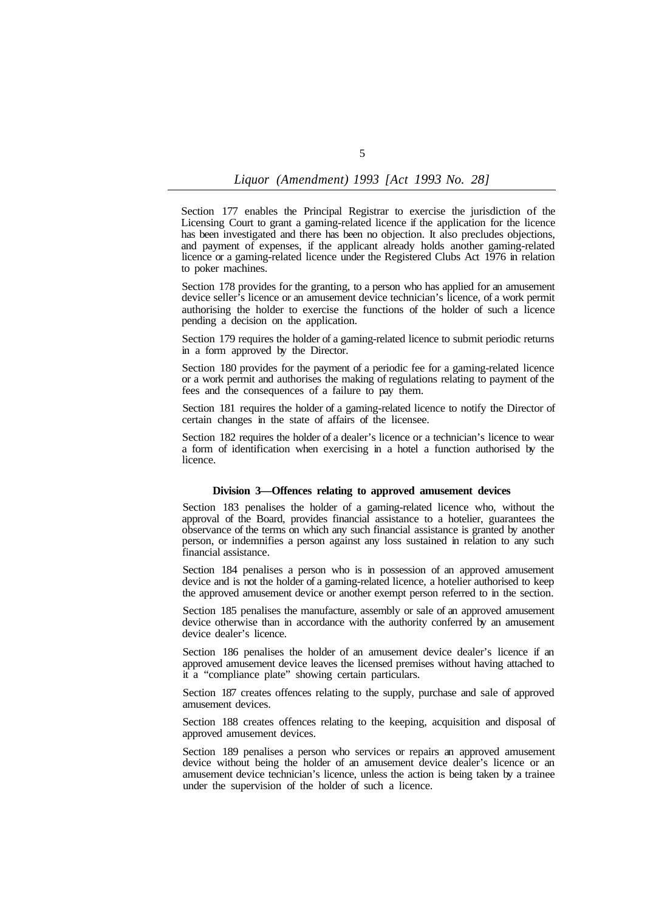Section 177 enables the Principal Registrar to exercise the jurisdiction of the Licensing Court to grant a gaming-related licence if the application for the licence has been investigated and there has been no objection. It also precludes objections, and payment of expenses, if the applicant already holds another gaming-related licence or a gaming-related licence under the Registered Clubs Act 1976 in relation to poker machines.

Section 178 provides for the granting, to a person who has applied for an amusement device seller's licence or an amusement device technician's licence, of a work permit authorising the holder to exercise the functions of the holder of such a licence pending a decision on the application.

Section 179 requires the holder of a gaming-related licence to submit periodic returns in a form approved by the Director.

Section 180 provides for the payment of a periodic fee for a gaming-related licence or a work permit and authorises the making of regulations relating to payment of the fees and the consequences of a failure to pay them.

Section 181 requires the holder of a gaming-related licence to notify the Director of certain changes in the state of affairs of the licensee.

Section 182 requires the holder of a dealer's licence or a technician's licence to wear a form of identification when exercising in a hotel a function authorised by the licence.

**Division 3—Offences relating to approved amusement devices**

Section 183 penalises the holder of a gaming-related licence who, without the approval of the Board, provides financial assistance to a hotelier, guarantees the observance of the terms on which any such financial assistance is granted by another person, or indemnifies a person against any loss sustained in relation to any such financial assistance.

Section 184 penalises a person who is in possession of an approved amusement device and is not the holder of a gaming-related licence, a hotelier authorised to keep the approved amusement device or another exempt person referred to in the section.

Section 185 penalises the manufacture, assembly or sale of an approved amusement device otherwise than in accordance with the authority conferred by an amusement device dealer's licence.

Section 186 penalises the holder of an amusement device dealer's licence if an approved amusement device leaves the licensed premises without having attached to it a "compliance plate" showing certain particulars.

Section 187 creates offences relating to the supply, purchase and sale of approved amusement devices.

Section 188 creates offences relating to the keeping, acquisition and disposal of approved amusement devices.

Section 189 penalises a person who services or repairs an approved amusement device without being the holder of an amusement device dealer's licence or an amusement device technician's licence, unless the action is being taken by a trainee under the supervision of the holder of such a licence.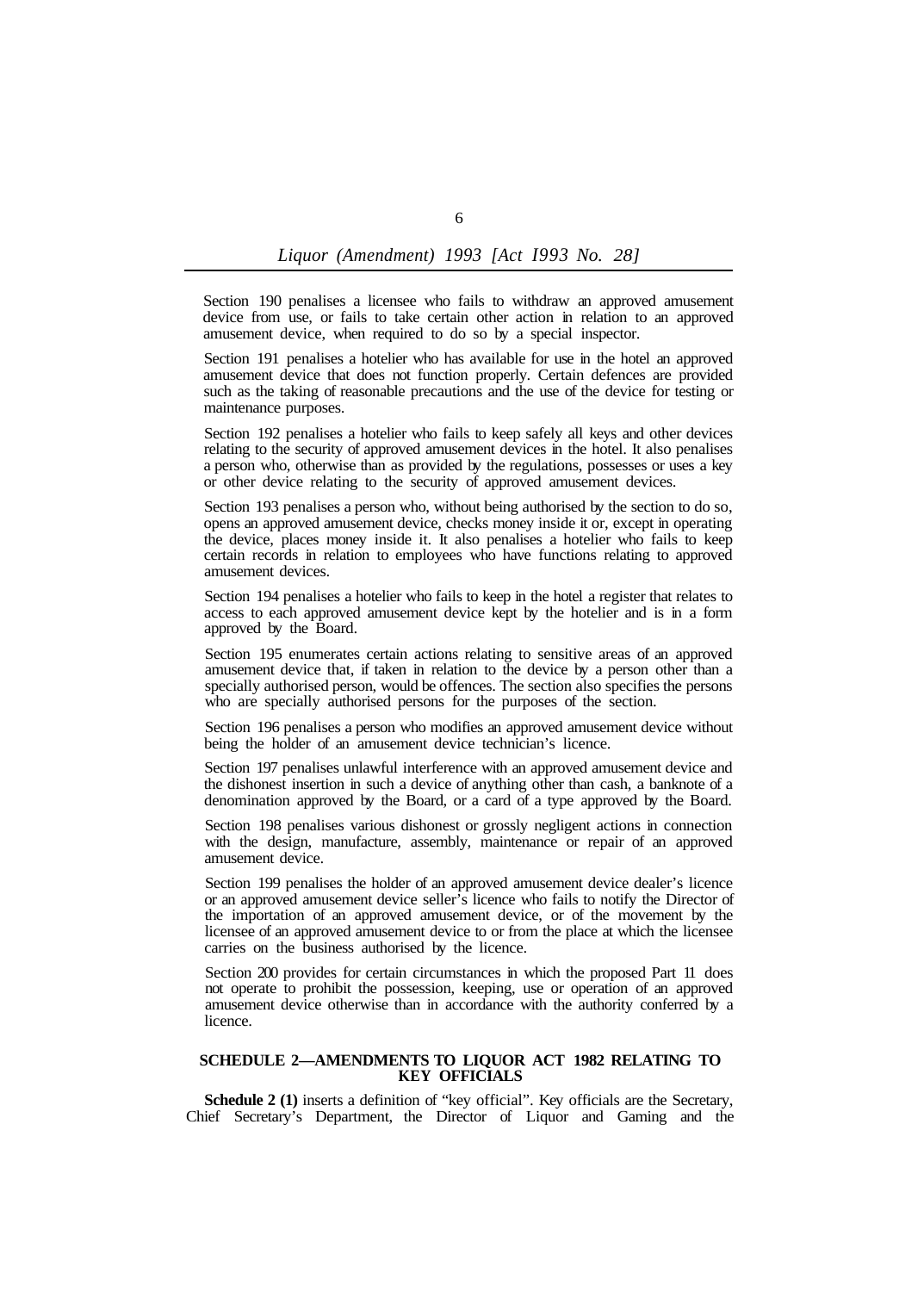Section 190 penalises a licensee who fails to withdraw an approved amusement device from use, or fails to take certain other action in relation to an approved amusement device, when required to do so by a special inspector.

Section 191 penalises a hotelier who has available for use in the hotel an approved amusement device that does not function properly. Certain defences are provided such as the taking of reasonable precautions and the use of the device for testing or maintenance purposes.

Section 192 penalises a hotelier who fails to keep safely all keys and other devices relating to the security of approved amusement devices in the hotel. It also penalises a person who, otherwise than as provided by the regulations, possesses or uses a key or other device relating to the security of approved amusement devices.

Section 193 penalises a person who, without being authorised by the section to do so, opens an approved amusement device, checks money inside it or, except in operating the device, places money inside it. It also penalises a hotelier who fails to keep certain records in relation to employees who have functions relating to approved amusement devices.

Section 194 penalises a hotelier who fails to keep in the hotel a register that relates to access to each approved amusement device kept by the hotelier and is in a form approved by the Board.

Section 195 enumerates certain actions relating to sensitive areas of an approved amusement device that, if taken in relation to the device by a person other than a specially authorised person, would be offences. The section also specifies the persons who are specially authorised persons for the purposes of the section.

Section 196 penalises a person who modifies an approved amusement device without being the holder of an amusement device technician's licence.

Section 197 penalises unlawful interference with an approved amusement device and the dishonest insertion in such a device of anything other than cash, a banknote of a denomination approved by the Board, or a card of a type approved by the Board.

Section 198 penalises various dishonest or grossly negligent actions in connection with the design, manufacture, assembly, maintenance or repair of an approved amusement device.

Section 199 penalises the holder of an approved amusement device dealer's licence or an approved amusement device seller's licence who fails to notify the Director of the importation of an approved amusement device, or of the movement by the licensee of an approved amusement device to or from the place at which the licensee carries on the business authorised by the licence.

Section 200 provides for certain circumstances in which the proposed Part 11 does not operate to prohibit the possession, keeping, use or operation of an approved amusement device otherwise than in accordance with the authority conferred by a licence.

## SCHEDULE 2—AMENDMENTS TO LIQUOR ACT 1982 RELATING TO KEY OFFICIALS

**Schedule 2 (1)** inserts a definition of "key official". Key officials are the Secretary, Chief Secretary's Department, the Director of Liquor and Gaming and the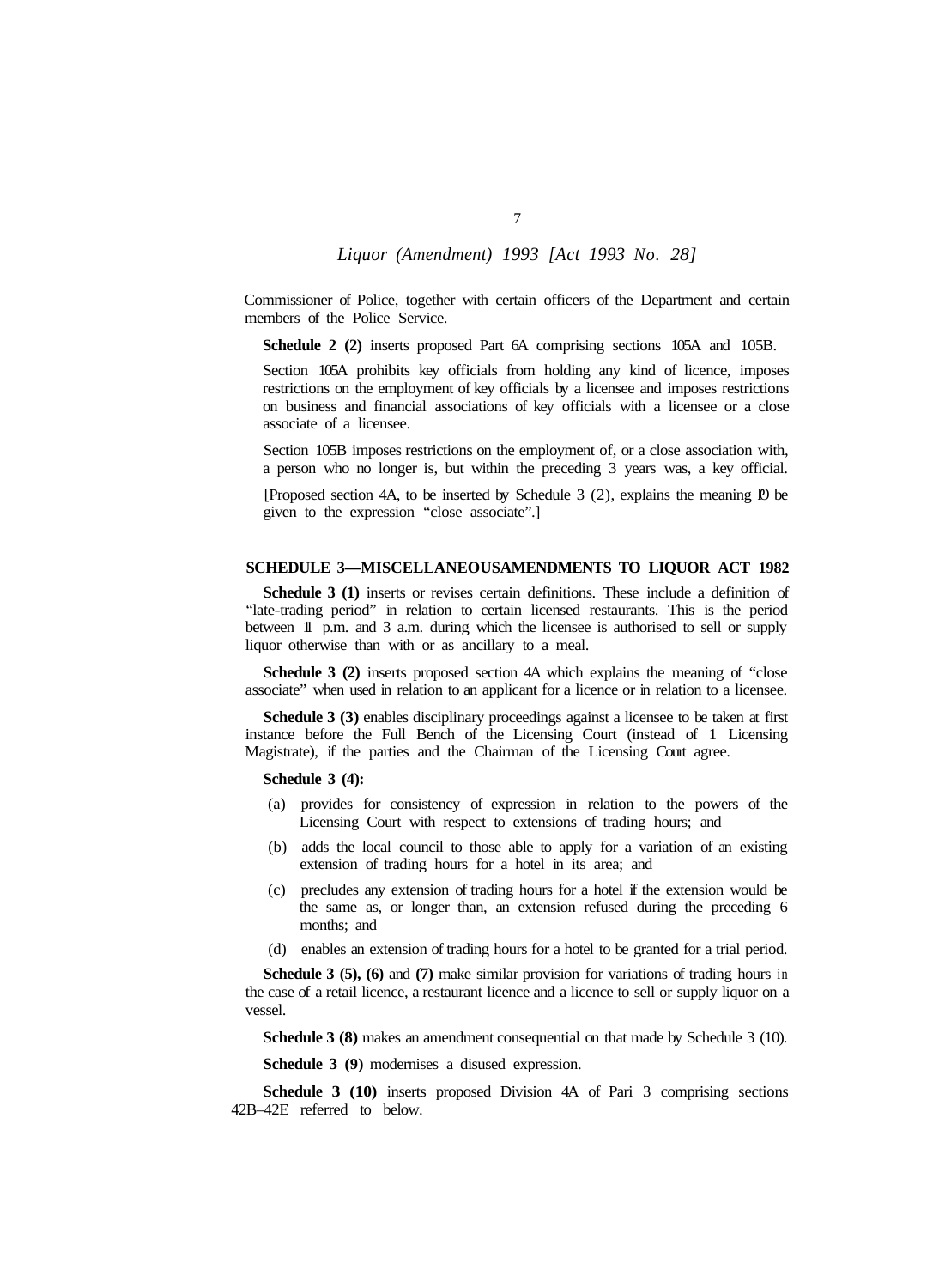Commissioner of Police, together with certain officers of the Department and certain members of the Police Service.

**Schedule 2 (2)** inserts proposed Part 6A comprising sections 105A and 105B.

Section 105A prohibits key officials from holding any kind of licence, imposes restrictions on the employment of key officials by a licensee and imposes restrictions on business and financial associations of key officials with a licensee or a close associate of a licensee.

Section 105B imposes restrictions on the employment of, or a close association with, a person who no longer is, but within the preceding 3 years was, a key official.

[Proposed section 4A, to be inserted by Schedule 3 (2), explains the meaning to be given to the expression "close associate".]

## SCHEDULE 3—MISCELLANEOUSAMENDMENTS TO LIQUOR ACT 1982

**Schedule 3 (1)** inserts or revises certain definitions. These include a definition of "late-trading period" in relation to certain licensed restaurants. This is the period between 11 p.m. and 3 a.m. during which the licensee is authorised to sell or supply liquor otherwise than with or as ancillary to a meal.

**Schedule 3 (2)** inserts proposed section 4A which explains the meaning of "close associate" when used in relation to an applicant for a licence or in relation to a licensee.

**Schedule 3 (3)** enables disciplinary proceedings against a licensee to be taken at first instance before the Full Bench of the Licensing Court (instead of 1 Licensing Magistrate), if the parties and the Chairman of the Licensing Court agree.

**Schedule 3 (4):**

(a) provides for consistency of expression in relation to the powers of the Licensing Court with respect to extensions of trading hours; and

(b) adds the local council to those able to apply for a variation of an existing extension of trading hours for a hotel in its area; and

(c) precludes any extension of trading hours for a hotel if the extension would be the same as, or longer than, an extension refused during the preceding 6 months; and

(d) enables an extension of trading hours for a hotel to be granted for a trial period.

**Schedule 3 (5), (6)** and **(7)** make similar provision for variations of trading hours in the case of a retail licence, a restaurant licence and a licence to sell or supply liquor on a vessel.

**Schedule 3 (8)** makes an amendment consequential on that made by Schedule 3 (10).

**Schedule 3 (9)** modernises a disused expression.

**Schedule 3 (10)** inserts proposed Division 4A of Pari 3 comprising sections 42B–42E referred to below.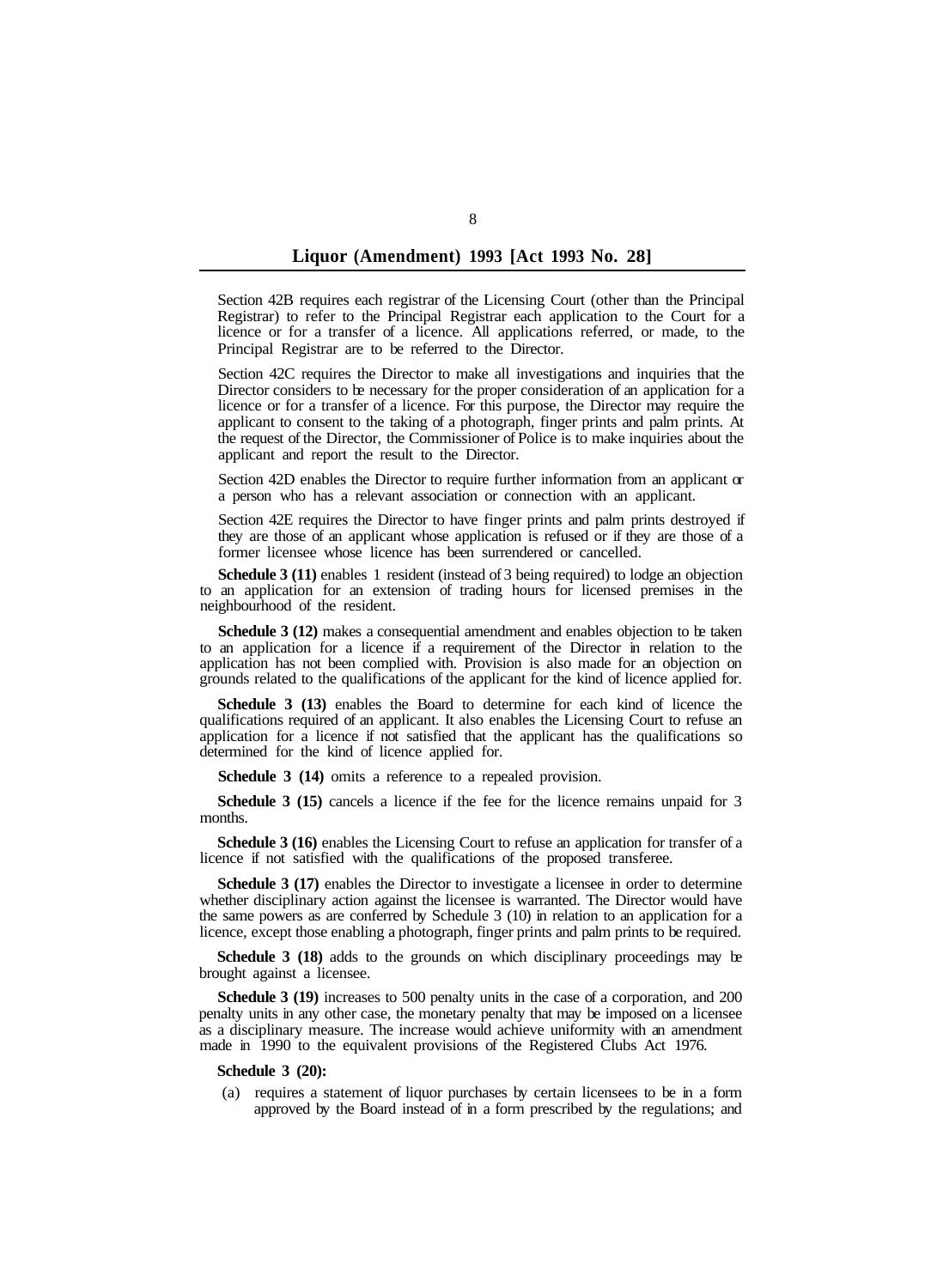Section 42B requires each registrar of the Licensing Court (other than the Principal Registrar) to refer to the Principal Registrar each application to the Court for a licence or for a transfer of a licence. All applications referred, or made, to the Principal Registrar are to be referred to the Director.

Section 42C requires the Director to make all investigations and inquiries that the Director considers to be necessary for the proper consideration of an application for a licence or for a transfer of a licence. For this purpose, the Director may require the applicant to consent to the taking of a photograph, finger prints and palm prints. At the request of the Director, the Commissioner of Police is to make inquiries about the applicant and report the result to the Director.

Section 42D enables the Director to require further information from an applicant or a person who has a relevant association or connection with an applicant.

Section 42E requires the Director to have finger prints and palm prints destroyed if they are those of an applicant whose application is refused or if they are those of a former licensee whose licence has been surrendered or cancelled.

**Schedule 3 (11)** enables 1 resident (instead of 3 being required) to lodge an objection to an application for an extension of trading hours for licensed premises in the neighbourhood of the resident.

**Schedule 3 (12)** makes a consequential amendment and enables objection to be taken to an application for a licence if a requirement of the Director in relation to the application has not been complied with. Provision is also made for an objection on grounds related to the qualifications of the applicant for the kind of licence applied for.

**Schedule 3 (13)** enables the Board to determine for each kind of licence the qualifications required of an applicant. It also enables the Licensing Court to refuse an application for a licence if not satisfied that the applicant has the qualifications so determined for the kind of licence applied for.

**Schedule 3 (14)** omits a reference to a repealed provision.

**Schedule 3 (15)** cancels a licence if the fee for the licence remains unpaid for 3 months.

**Schedule 3 (16)** enables the Licensing Court to refuse an application for transfer of a licence if not satisfied with the qualifications of the proposed transferee.

**Schedule 3 (17)** enables the Director to investigate a licensee in order to determine whether disciplinary action against the licensee is warranted. The Director would have the same powers as are conferred by Schedule 3 (10) in relation to an application for a licence, except those enabling a photograph, finger prints and palm prints to be required.

**Schedule 3 (18)** adds to the grounds on which disciplinary proceedings may be brought against a licensee.

**Schedule 3 (19)** increases to 500 penalty units in the case of a corporation, and 200 penalty units in any other case, the monetary penalty that may be imposed on a licensee as a disciplinary measure. The increase would achieve uniformity with an amendment made in 1990 to the equivalent provisions of the Registered Clubs Act 1976.

**Schedule 3 (20):**

(a) requires a statement of liquor purchases by certain licensees to be in a form approved by the Board instead of in a form prescribed by the regulations; and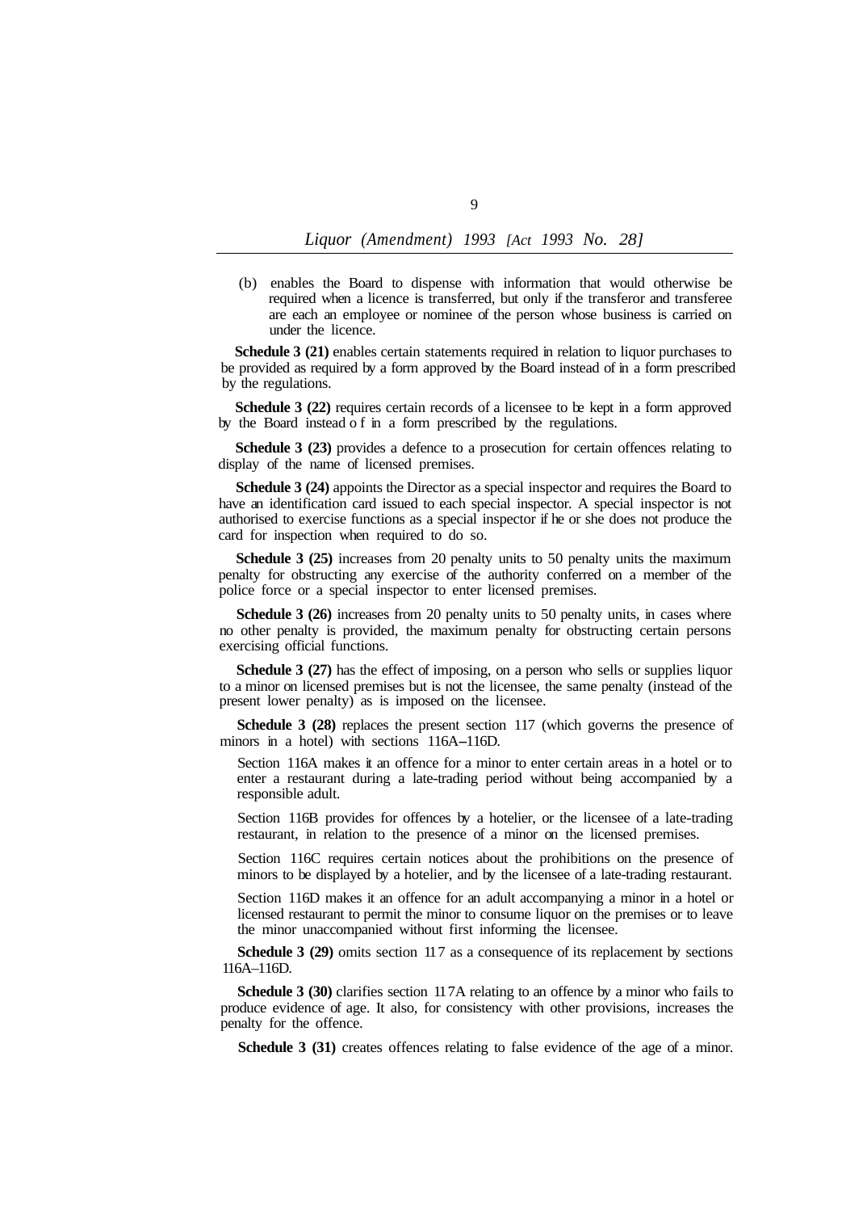(b) enables the Board to dispense with information that would otherwise be required when a licence is transferred, but only if the transferor and transferee are each an employee or nominee of the person whose business is carried on under the licence.

**Schedule 3 (21)** enables certain statements required in relation to liquor purchases to be provided as required by a form approved by the Board instead of in a form prescribed by the regulations.

**Schedule 3 (22)** requires certain records of a licensee to be kept in a form approved by the Board instead of in a form prescribed by the regulations.

**Schedule 3 (23)** provides a defence to a prosecution for certain offences relating to display of the name of licensed premises.

**Schedule 3 (24)** appoints the Director as a special inspector and requires the Board to have an identification card issued to each special inspector. A special inspector is not authorised to exercise functions as a special inspector if he or she does not produce the card for inspection when required to do so.

**Schedule 3 (25)** increases from 20 penalty units to 50 penalty units the maximum penalty for obstructing any exercise of the authority conferred on a member of the police force or a special inspector to enter licensed premises.

**Schedule 3 (26)** increases from 20 penalty units to 50 penalty units, in cases where no other penalty is provided, the maximum penalty for obstructing certain persons exercising official functions.

**Schedule 3 (27)** has the effect of imposing, on a person who sells or supplies liquor to a minor on licensed premises but is not the licensee, the same penalty (instead of the present lower penalty) as is imposed on the licensee.

**Schedule 3 (28)** replaces the present section 117 (which governs the presence of minors in a hotel) with sections 116A–116D.

Section 116A makes it an offence for a minor to enter certain areas in a hotel or to enter a restaurant during a late-trading period without being accompanied by a responsible adult.

Section 116B provides for offences by a hotelier, or the licensee of a late-trading restaurant, in relation to the presence of a minor on the licensed premises.

Section 116C requires certain notices about the prohibitions on the presence of minors to be displayed by a hotelier, and by the licensee of a late-trading restaurant.

Section 116D makes it an offence for an adult accompanying a minor in a hotel or licensed restaurant to permit the minor to consume liquor on the premises or to leave the minor unaccompanied without first informing the licensee.

**Schedule 3 (29)** omits section 117 as a consequence of its replacement by sections 116A–116D.

**Schedule 3 (30)** clarifies section 117A relating to an offence by a minor who fails to produce evidence of age. It also, for consistency with other provisions, increases the penalty for the offence.

**Schedule 3 (31)** creates offences relating to false evidence of the age of a minor.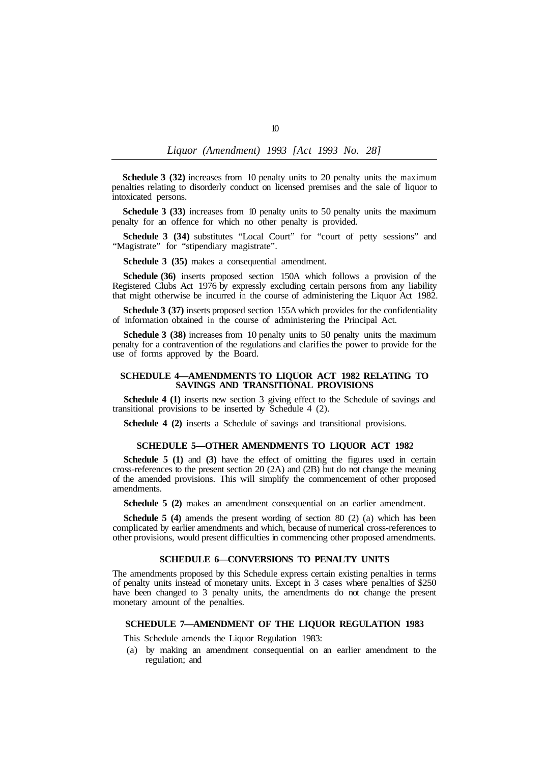**Schedule 3 (32)** increases from 10 penalty units to 20 penalty units the maximum penalties relating to disorderly conduct on licensed premises and the sale of liquor to intoxicated persons.

**Schedule 3 (33)** increases from 10 penalty units to 50 penalty units the maximum penalty for an offence for which no other penalty is provided.

**Schedule 3 (34)** substitutes "Local Court" for "court of petty sessions" and "Magistrate" for "stipendiary magistrate".

**Schedule 3 (35)** makes a consequential amendment.

**Schedule (36)** inserts proposed section 150A which follows a provision of the Registered Clubs Act 1976 by expressly excluding certain persons from any liability that might otherwise be incurred in the course of administering the Liquor Act 1982.

**Schedule 3 (37)** inserts proposed section 155A which provides for the confidentiality of information obtained in the course of administering the Principal Act.

**Schedule 3 (38)** increases from 10 penalty units to 50 penalty units the maximum penalty for a contravention of the regulations and clarifies the power to provide for the use of forms approved by the Board.

## SCHEDULE 4—AMENDMENTS TO LIQUOR ACT 1982 RELATING TO SAVINGS AND TRANSITIONAL PROVISIONS

**Schedule 4 (1)** inserts new section 3 giving effect to the Schedule of savings and transitional provisions to be inserted by Schedule 4 (2).

**Schedule 4 (2)** inserts a Schedule of savings and transitional provisions.

## SCHEDULE 5—OTHER AMENDMENTS TO LIQUOR ACT 1982

**Schedule 5 (1)** and **(3)** have the effect of omitting the figures used in certain cross-references to the present section 20 (2A) and (2B) but do not change the meaning of the amended provisions. This will simplify the commencement of other proposed amendments.

**Schedule 5 (2)** makes an amendment consequential on an earlier amendment.

**Schedule 5 (4)** amends the present wording of section 80 (2) (a) which has been complicated by earlier amendments and which, because of numerical cross-references to other provisions, would present difficulties in commencing other proposed amendments.

## SCHEDULE 6—CONVERSIONS TO PENALTY UNITS

The amendments proposed by this Schedule express certain existing penalties in terms of penalty units instead of monetary units. Except in 3 cases where penalties of $250 have been changed to 3 penalty units, the amendments do not change the present monetary amount of the penalties.

## SCHEDULE 7—AMENDMENT OF THE LIQUOR REGULATION 1983

This Schedule amends the Liquor Regulation 1983:

(a) by making an amendment consequential on an earlier amendment to the regulation; and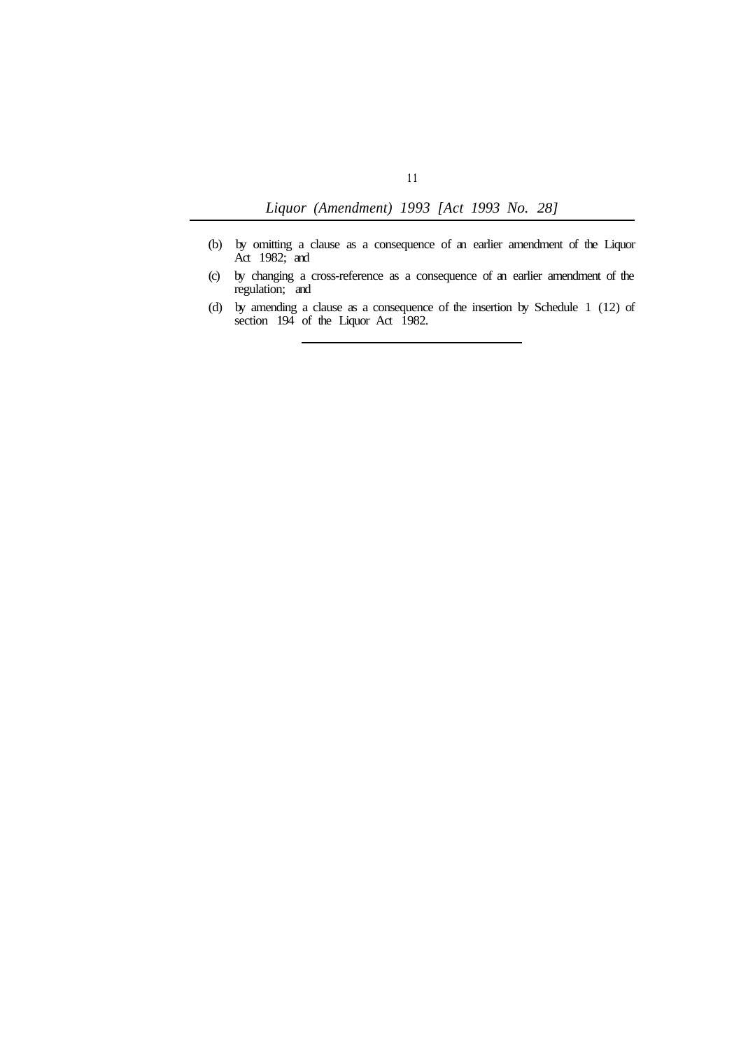(b) by omitting a clause as a consequence of an earlier amendment of the Liquor Act 1982; and

(c) by changing a cross-reference as a consequence of an earlier amendment of the regulation; and

(d) by amending a clause as a consequence of the insertion by Schedule 1 (12) of section 194 of the Liquor Act 1982.